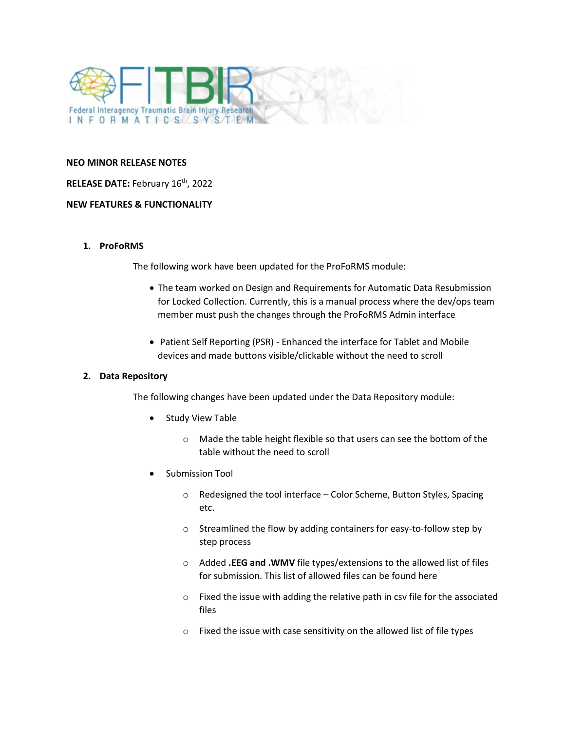**NEO MINOR RELEASE NOTES**

**RELEASE DATE:** February 16th, 2022

**NEW FEATURES & FUNCTIONALITY**

1. **ProFoRMS**

   The following work have been updated for the ProFoRMS module:

   - The team worked on Design and Requirements for Automatic Data Resubmission for Locked Collection. Currently, this is a manual process where the dev/ops team member must push the changes through the ProFoRMS Admin interface
   - Patient Self Reporting (PSR) - Enhanced the interface for Tablet and Mobile devices and made buttons visible/clickable without the need to scroll

2. **Data Repository**

   The following changes have been updated under the Data Repository module:

   - Study View Table
     - Made the table height flexible so that users can see the bottom of the table without the need to scroll
   - Submission Tool
     - Redesigned the tool interface – Color Scheme, Button Styles, Spacing etc.
     - Streamlined the flow by adding containers for easy-to-follow step by step process
     - Added **.EEG and .WMV** file types/extensions to the allowed list of files for submission. This list of allowed files can be found here
     - Fixed the issue with adding the relative path in csv file for the associated files
     - Fixed the issue with case sensitivity on the allowed list of file types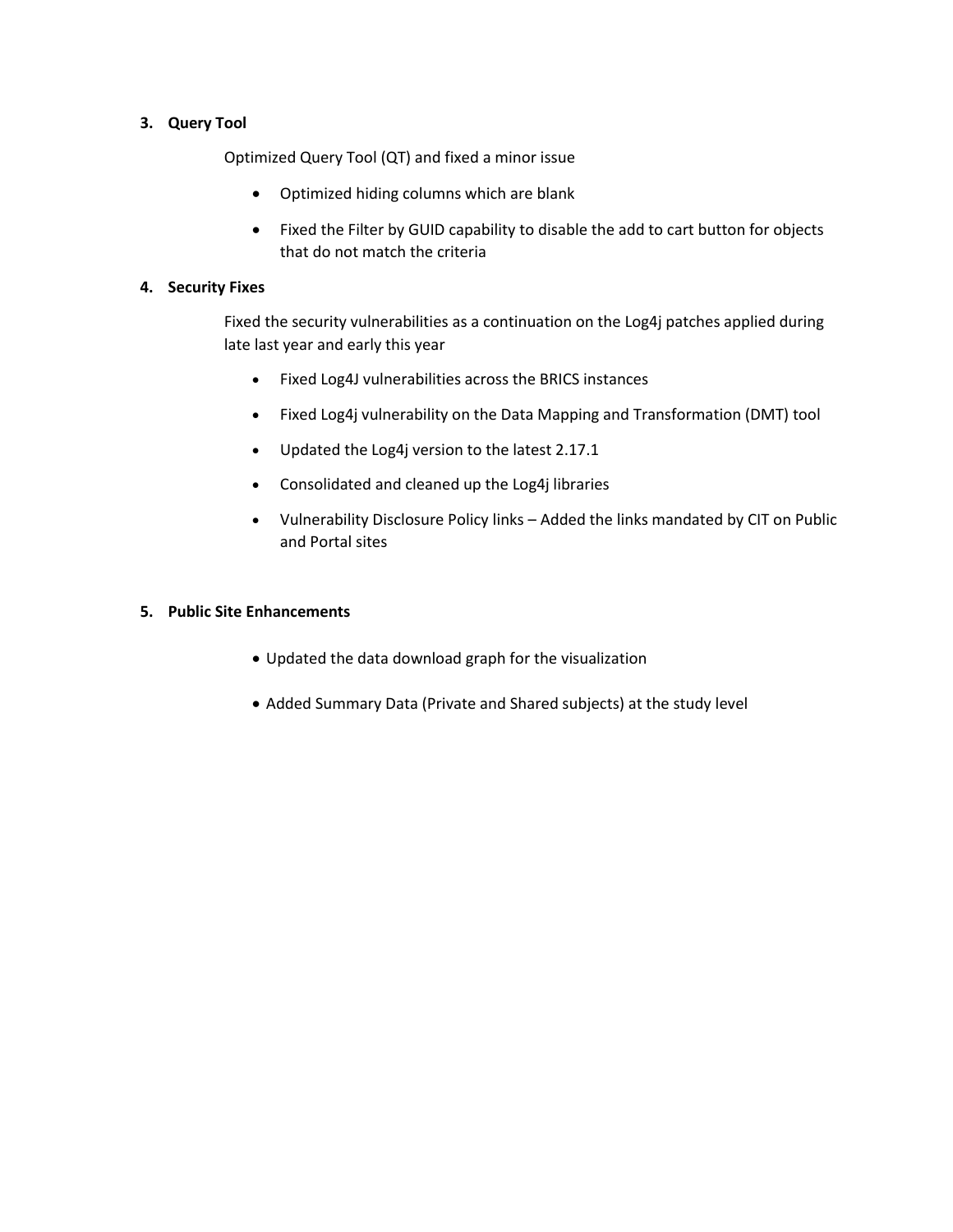3. **Query Tool**

   Optimized Query Tool (QT) and fixed a minor issue

   - Optimized hiding columns which are blank
   - Fixed the Filter by GUID capability to disable the add to cart button for objects that do not match the criteria

4. **Security Fixes**

   Fixed the security vulnerabilities as a continuation on the Log4j patches applied during late last year and early this year

   - Fixed Log4J vulnerabilities across the BRICS instances
   - Fixed Log4j vulnerability on the Data Mapping and Transformation (DMT) tool
   - Updated the Log4j version to the latest 2.17.1
   - Consolidated and cleaned up the Log4j libraries
   - Vulnerability Disclosure Policy links – Added the links mandated by CIT on Public and Portal sites

5. **Public Site Enhancements**

   - Updated the data download graph for the visualization
   - Added Summary Data (Private and Shared subjects) at the study level